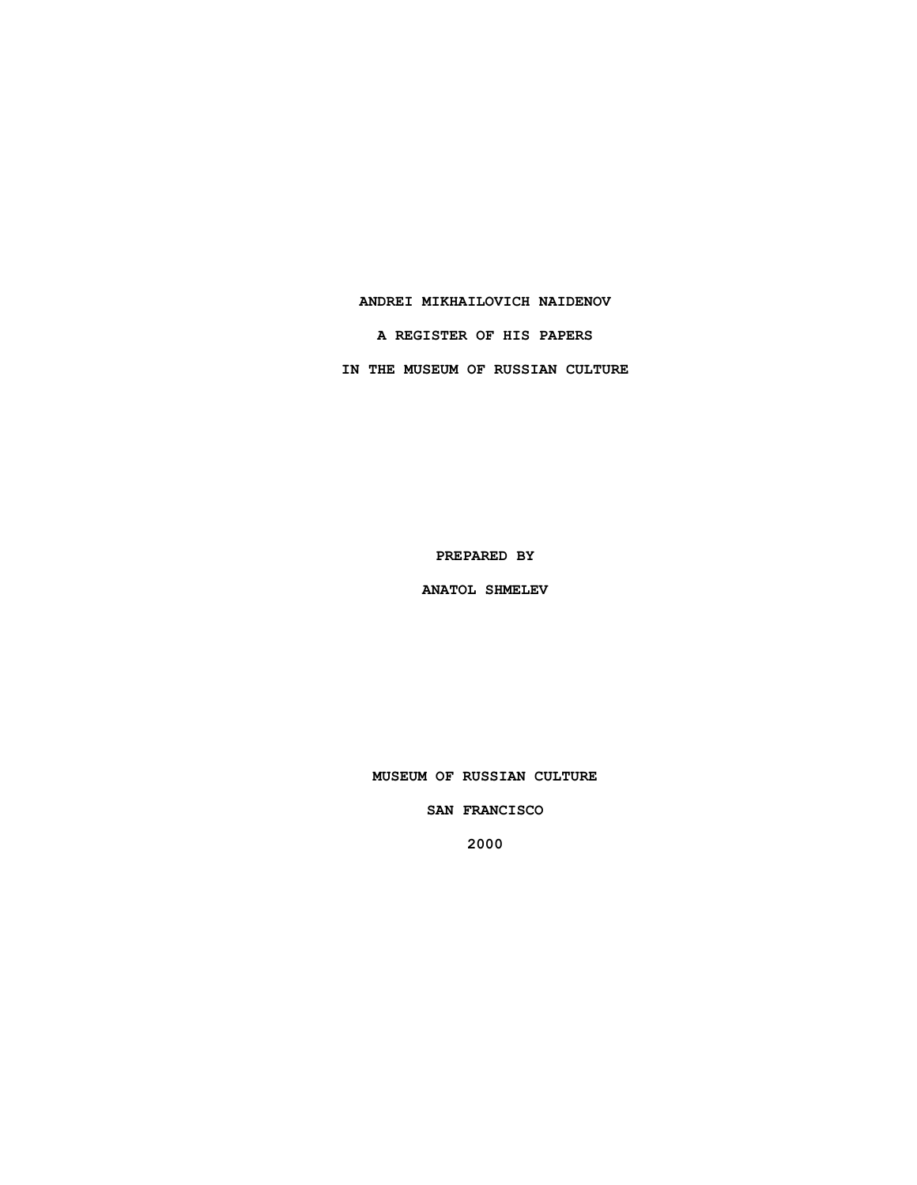# ANDREI MIKHAILOVICH NAIDENOV

## A REGISTER OF HIS PAPERS

## IN THE MUSEUM OF RUSSIAN CULTURE

**PREPARED BY**

**ANATOL SHMELEV**

**MUSEUM OF RUSSIAN CULTURE**

**SAN FRANCISCO**

**2000**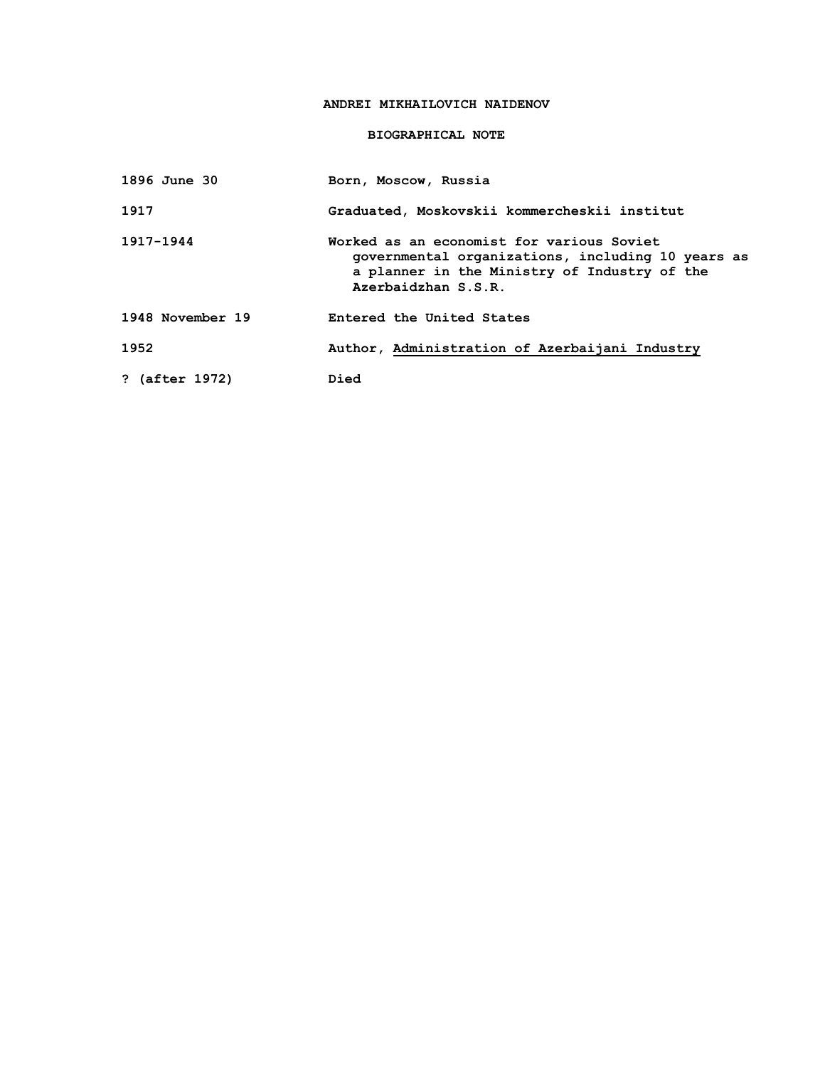# ANDREI MIKHAILOVICH NAIDENOV

## BIOGRAPHICAL NOTE

| | |
|---|---|
| 1896 June 30 | Born, Moscow, Russia |
| 1917 | Graduated, Moskovskii kommercheskii institut |
| 1917-1944 | Worked as an economist for various Soviet governmental organizations, including 10 years as a planner in the Ministry of Industry of the Azerbaidzhan S.S.R. |
| 1948 November 19 | Entered the United States |
| 1952 | Author, Administration of Azerbaijani Industry |
| ? (after 1972) | Died |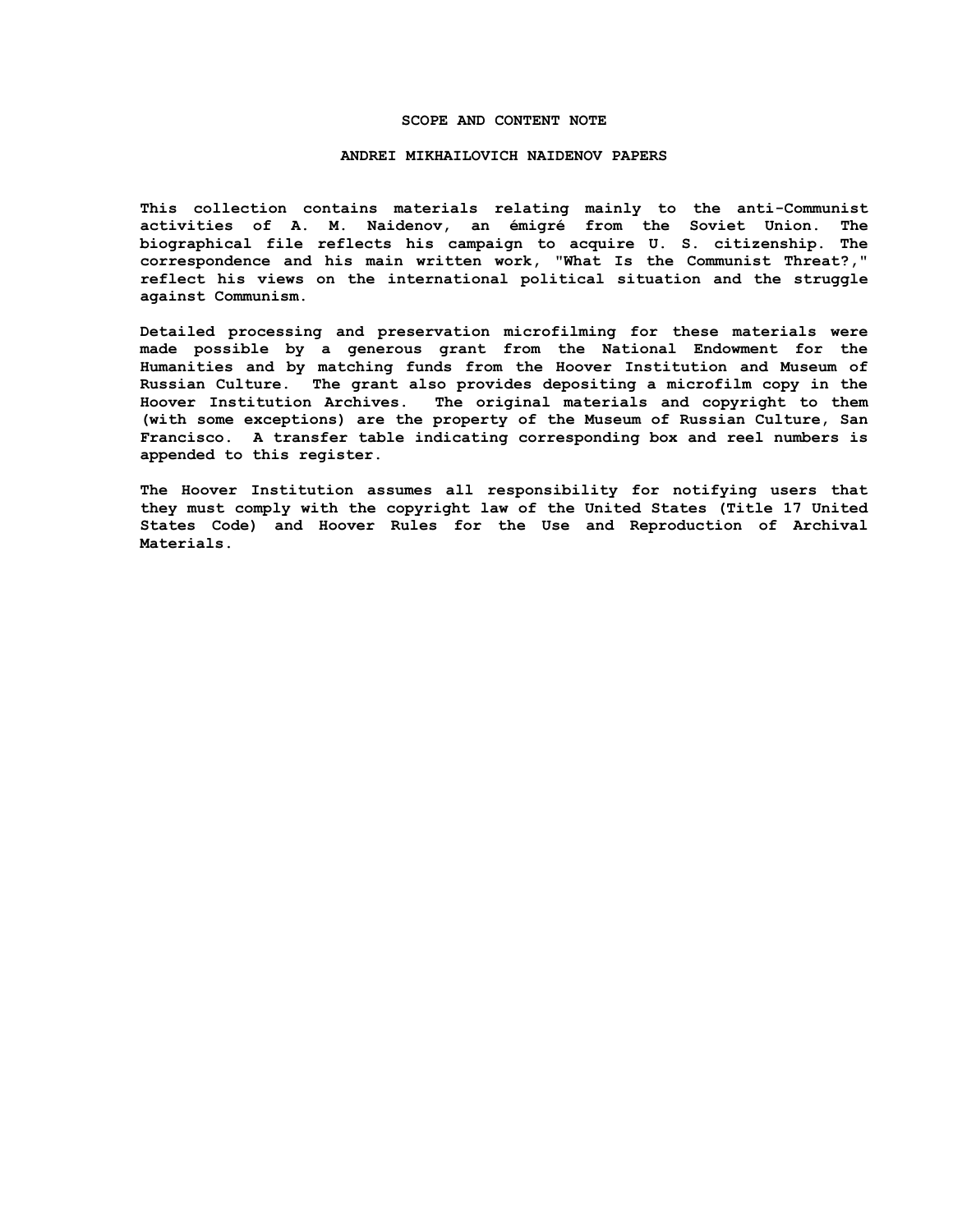## SCOPE AND CONTENT NOTE

## ANDREI MIKHAILOVICH NAIDENOV PAPERS

This collection contains materials relating mainly to the anti-Communist activities of A. M. Naidenov, an émigré from the Soviet Union. The biographical file reflects his campaign to acquire U. S. citizenship. The correspondence and his main written work, "What Is the Communist Threat?," reflect his views on the international political situation and the struggle against Communism.

Detailed processing and preservation microfilming for these materials were made possible by a generous grant from the National Endowment for the Humanities and by matching funds from the Hoover Institution and Museum of Russian Culture. The grant also provides depositing a microfilm copy in the Hoover Institution Archives. The original materials and copyright to them (with some exceptions) are the property of the Museum of Russian Culture, San Francisco. A transfer table indicating corresponding box and reel numbers is appended to this register.

The Hoover Institution assumes all responsibility for notifying users that they must comply with the copyright law of the United States (Title 17 United States Code) and Hoover Rules for the Use and Reproduction of Archival Materials.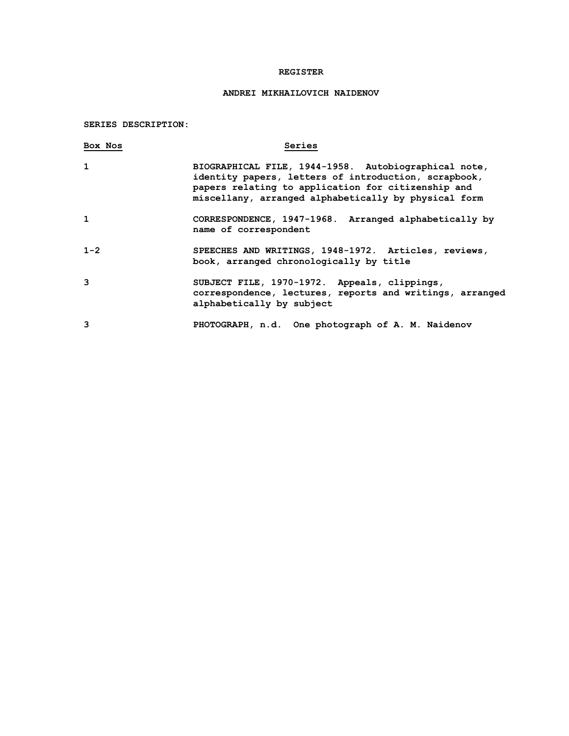# REGISTER

## ANDREI MIKHAILOVICH NAIDENOV

**SERIES DESCRIPTION:**

| Box Nos | Series |
|---|---|
| 1 | BIOGRAPHICAL FILE, 1944-1958. Autobiographical note, identity papers, letters of introduction, scrapbook, papers relating to application for citizenship and miscellany, arranged alphabetically by physical form |
| 1 | CORRESPONDENCE, 1947-1968. Arranged alphabetically by name of correspondent |
| 1-2 | SPEECHES AND WRITINGS, 1948-1972. Articles, reviews, book, arranged chronologically by title |
| 3 | SUBJECT FILE, 1970-1972. Appeals, clippings, correspondence, lectures, reports and writings, arranged alphabetically by subject |
| 3 | PHOTOGRAPH, n.d. One photograph of A. M. Naidenov |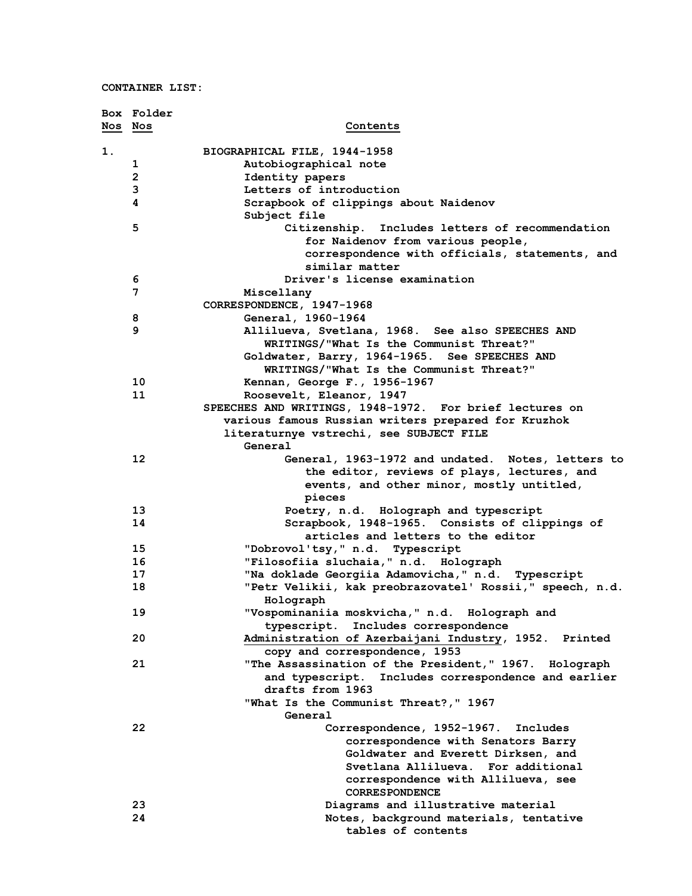**CONTAINER LIST:**

| Box Nos | Folder Nos | Contents |
|---|---|---|
| 1. | | BIOGRAPHICAL FILE, 1944-1958 |
| | 1 | Autobiographical note |
| | 2 | Identity papers |
| | 3 | Letters of introduction |
| | 4 | Scrapbook of clippings about Naidenov |
| | | Subject file |
| | 5 | Citizenship. Includes letters of recommendation for Naidenov from various people, correspondence with officials, statements, and similar matter |
| | 6 | Driver's license examination |
| | 7 | Miscellany |
| | | CORRESPONDENCE, 1947-1968 |
| | 8 | General, 1960-1964 |
| | 9 | Allilueva, Svetlana, 1968. See also SPEECHES AND WRITINGS/"What Is the Communist Threat?" |
| | | Goldwater, Barry, 1964-1965. See SPEECHES AND WRITINGS/"What Is the Communist Threat?" |
| | 10 | Kennan, George F., 1956-1967 |
| | 11 | Roosevelt, Eleanor, 1947 |
| | | SPEECHES AND WRITINGS, 1948-1972. For brief lectures on various famous Russian writers prepared for Kruzhok literaturnye vstrechi, see SUBJECT FILE |
| | | General |
| | 12 | General, 1963-1972 and undated. Notes, letters to the editor, reviews of plays, lectures, and events, and other minor, mostly untitled, pieces |
| | 13 | Poetry, n.d. Holograph and typescript |
| | 14 | Scrapbook, 1948-1965. Consists of clippings of articles and letters to the editor |
| | 15 | "Dobrovol'tsy," n.d. Typescript |
| | 16 | "Filosofiia sluchaia," n.d. Holograph |
| | 17 | "Na doklade Georgiia Adamovicha," n.d. Typescript |
| | 18 | "Petr Velikii, kak preobrazovatel' Rossii," speech, n.d. Holograph |
| | 19 | "Vospominaniia moskvicha," n.d. Holograph and typescript. Includes correspondence |
| | 20 | Administration of Azerbaijani Industry, 1952. Printed copy and correspondence, 1953 |
| | 21 | "The Assassination of the President," 1967. Holograph and typescript. Includes correspondence and earlier drafts from 1963 |
| | | "What Is the Communist Threat?," 1967 |
| | | General |
| | 22 | Correspondence, 1952-1967. Includes correspondence with Senators Barry Goldwater and Everett Dirksen, and Svetlana Allilueva. For additional correspondence with Allilueva, see CORRESPONDENCE |
| | 23 | Diagrams and illustrative material |
| | 24 | Notes, background materials, tentative tables of contents |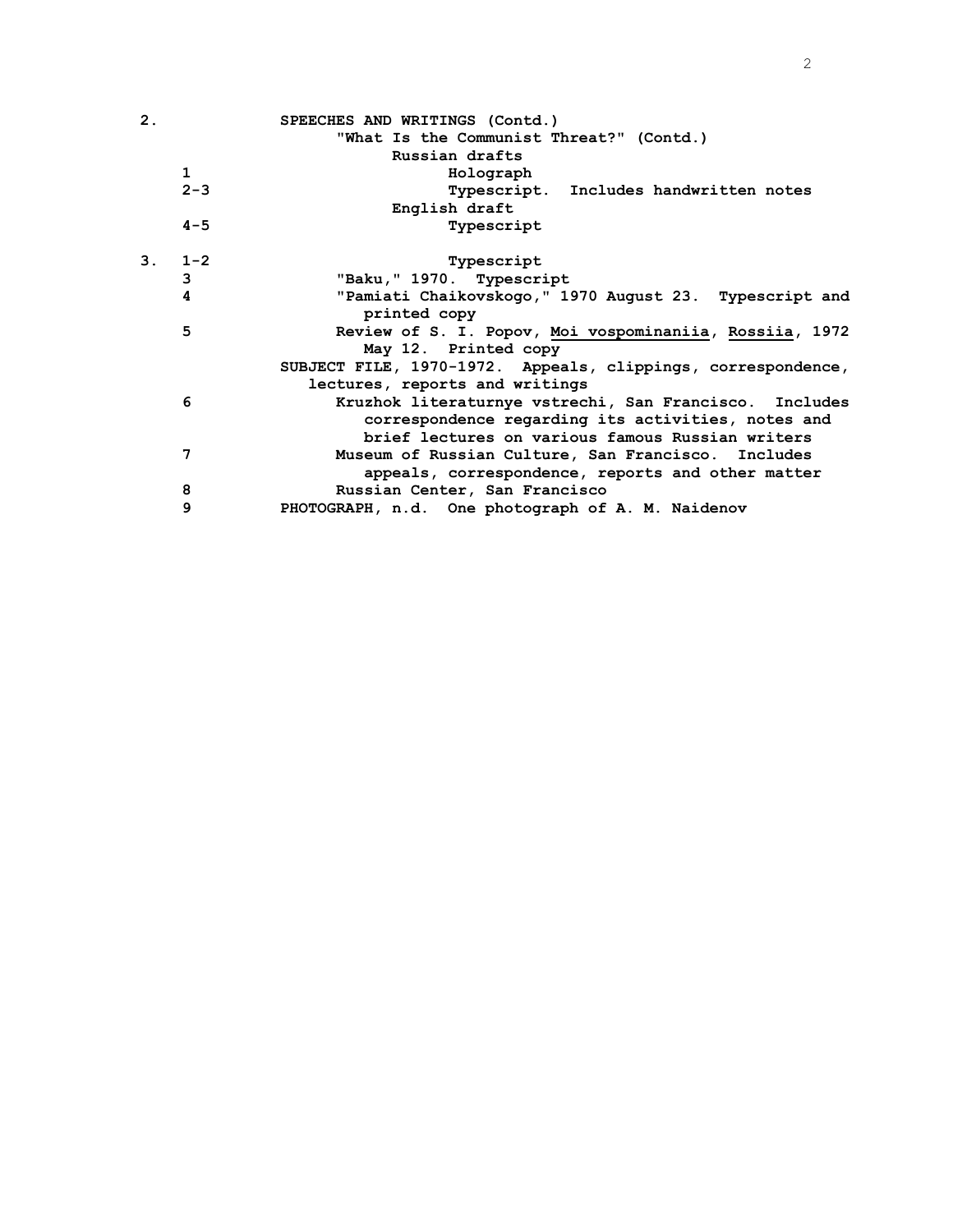| Box | Folder | Contents |
|---|---|---|
| 2. | | SPEECHES AND WRITINGS (Contd.) |
| | | "What Is the Communist Threat?" (Contd.) |
| | | Russian drafts |
| | 1 | Holograph |
| | 2-3 | Typescript. Includes handwritten notes |
| | | English draft |
| | 4-5 | Typescript |
| 3. | 1-2 | Typescript |
| | 3 | "Baku," 1970. Typescript |
| | 4 | "Pamiati Chaikovskogo," 1970 August 23. Typescript and printed copy |
| | 5 | Review of S. I. Popov, Moi vospominaniia, Rossiia, 1972 May 12. Printed copy |
| | | SUBJECT FILE, 1970-1972. Appeals, clippings, correspondence, lectures, reports and writings |
| | 6 | Kruzhok literaturnye vstrechi, San Francisco. Includes correspondence regarding its activities, notes and brief lectures on various famous Russian writers |
| | 7 | Museum of Russian Culture, San Francisco. Includes appeals, correspondence, reports and other matter |
| | 8 | Russian Center, San Francisco |
| | 9 | PHOTOGRAPH, n.d. One photograph of A. M. Naidenov |